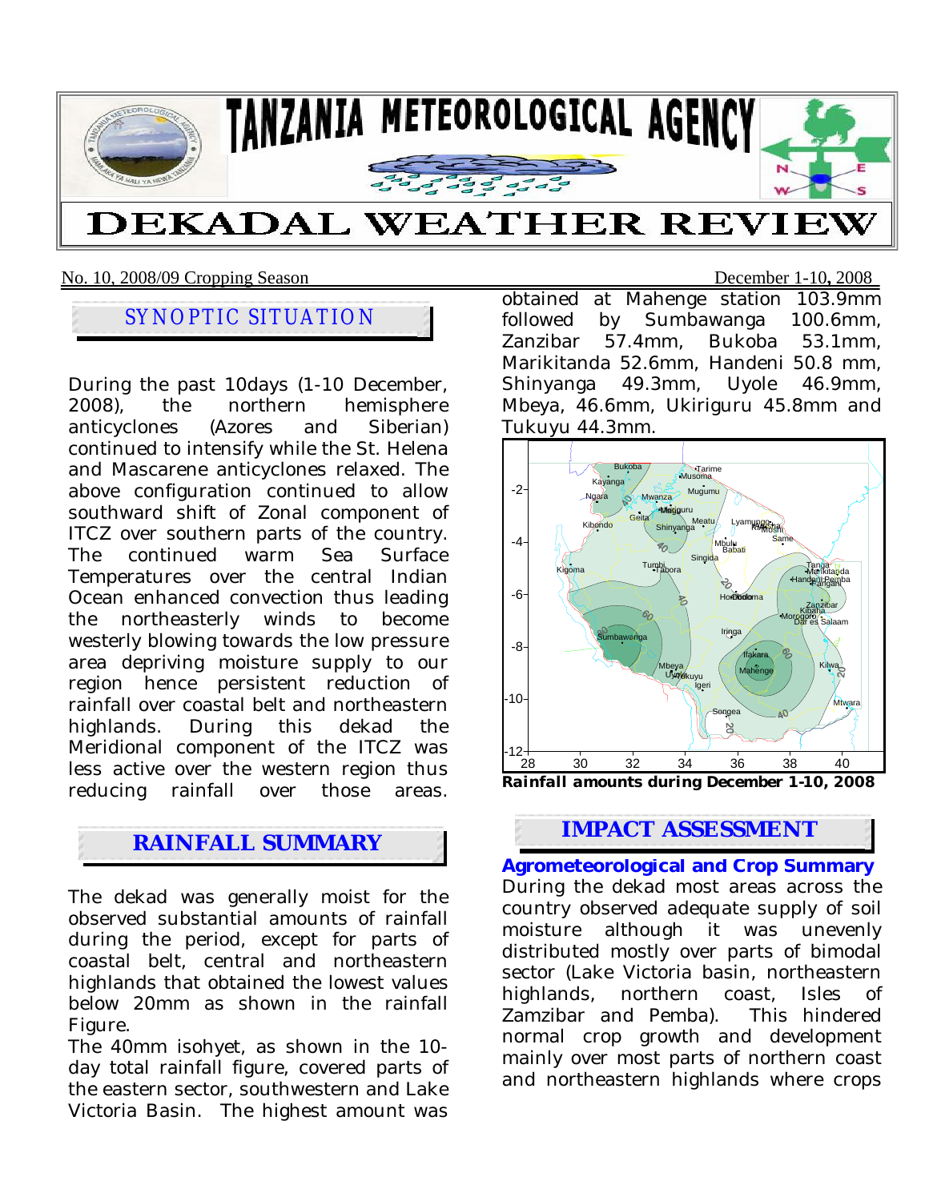# TANZANIA METEOROLOGICAL AGENCY

# DEKADAL WEATHER REVIEW

No. 10, 2008/09 Cropping Season — December 1-10, 2008

## SYNOPTIC SITUATION

During the past 10days (1-10 December, 2008), the northern hemisphere anticyclones (Azores and Siberian) continued to intensify while the St. Helena and Mascarene anticyclones relaxed. The above configuration continued to allow southward shift of Zonal component of ITCZ over southern parts of the country. The continued warm Sea Surface Temperatures over the central Indian Ocean enhanced convection thus leading the northeasterly winds to become westerly blowing towards the low pressure area depriving moisture supply to our region hence persistent reduction of rainfall over coastal belt and northeastern highlands. During this dekad the Meridional component of the ITCZ was less active over the western region thus reducing rainfall over those areas.

## RAINFALL SUMMARY

The dekad was generally moist for the observed substantial amounts of rainfall during the period, except for parts of coastal belt, central and northeastern highlands that obtained the lowest values below 20mm as shown in the rainfall Figure.

The 40mm isohyet, as shown in the 10-day total rainfall figure, covered parts of the eastern sector, southwestern and Lake Victoria Basin. The highest amount was obtained at Mahenge station 103.9mm followed by Sumbawanga 100.6mm, Zanzibar 57.4mm, Bukoba 53.1mm, Marikitanda 52.6mm, Handeni 50.8 mm, Shinyanga 49.3mm, Uyole 46.9mm, Mbeya, 46.6mm, Ukiriguru 45.8mm and Tukuyu 44.3mm.

**Rainfall amounts during December 1-10, 2008**

## IMPACT ASSESSMENT

### Agrometeorological and Crop Summary

During the dekad most areas across the country observed adequate supply of soil moisture although it was unevenly distributed mostly over parts of bimodal sector (Lake Victoria basin, northeastern highlands, northern coast, Isles of Zamzibar and Pemba). This hindered normal crop growth and development mainly over most parts of northern coast and northeastern highlands where crops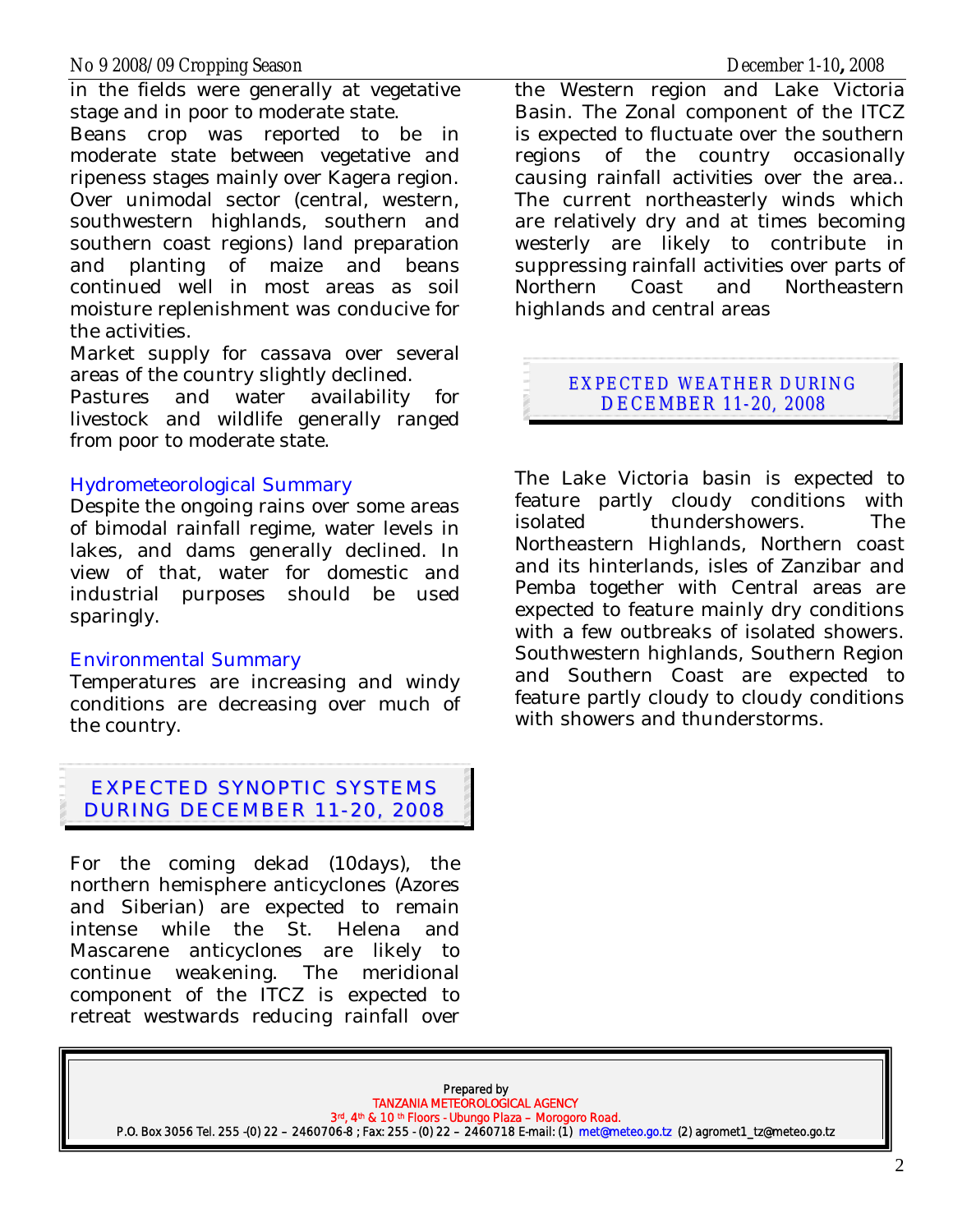in the fields were generally at vegetative stage and in poor to moderate state.

Beans crop was reported to be in moderate state between vegetative and ripeness stages mainly over Kagera region. Over unimodal sector (central, western, southwestern highlands, southern and southern coast regions) land preparation and planting of maize and beans continued well in most areas as soil moisture replenishment was conducive for the activities.

Market supply for cassava over several areas of the country slightly declined.

Pastures and water availability for livestock and wildlife generally ranged from poor to moderate state.

### Hydrometeorological Summary

Despite the ongoing rains over some areas of bimodal rainfall regime, water levels in lakes, and dams generally declined. In view of that, water for domestic and industrial purposes should be used sparingly.

### Environmental Summary

Temperatures are increasing and windy conditions are decreasing over much of the country.

## EXPECTED SYNOPTIC SYSTEMS DURING DECEMBER 11-20, 2008

For the coming dekad (10days), the northern hemisphere anticyclones (Azores and Siberian) are expected to remain intense while the St. Helena and Mascarene anticyclones are likely to continue weakening. The meridional component of the ITCZ is expected to retreat westwards reducing rainfall over the Western region and Lake Victoria Basin. The Zonal component of the ITCZ is expected to fluctuate over the southern regions of the country occasionally causing rainfall activities over the area.. The current northeasterly winds which are relatively dry and at times becoming westerly are likely to contribute in suppressing rainfall activities over parts of Northern Coast and Northeastern highlands and central areas

## EXPECTED WEATHER DURING DECEMBER 11-20, 2008

The Lake Victoria basin is expected to feature partly cloudy conditions with isolated thundershowers. The Northeastern Highlands, Northern coast and its hinterlands, isles of Zanzibar and Pemba together with Central areas are expected to feature mainly dry conditions with a few outbreaks of isolated showers. Southwestern highlands, Southern Region and Southern Coast are expected to feature partly cloudy to cloudy conditions with showers and thunderstorms.

Prepared by
TANZANIA METEOROLOGICAL AGENCY
3rd, 4th & 10th Floors - Ubungo Plaza – Morogoro Road.
P.O. Box 3056 Tel. 255 -(0) 22 – 2460706-8 ; Fax: 255 - (0) 22 – 2460718 E-mail: (1) met@meteo.go.tz (2) agromet1_tz@meteo.go.tz